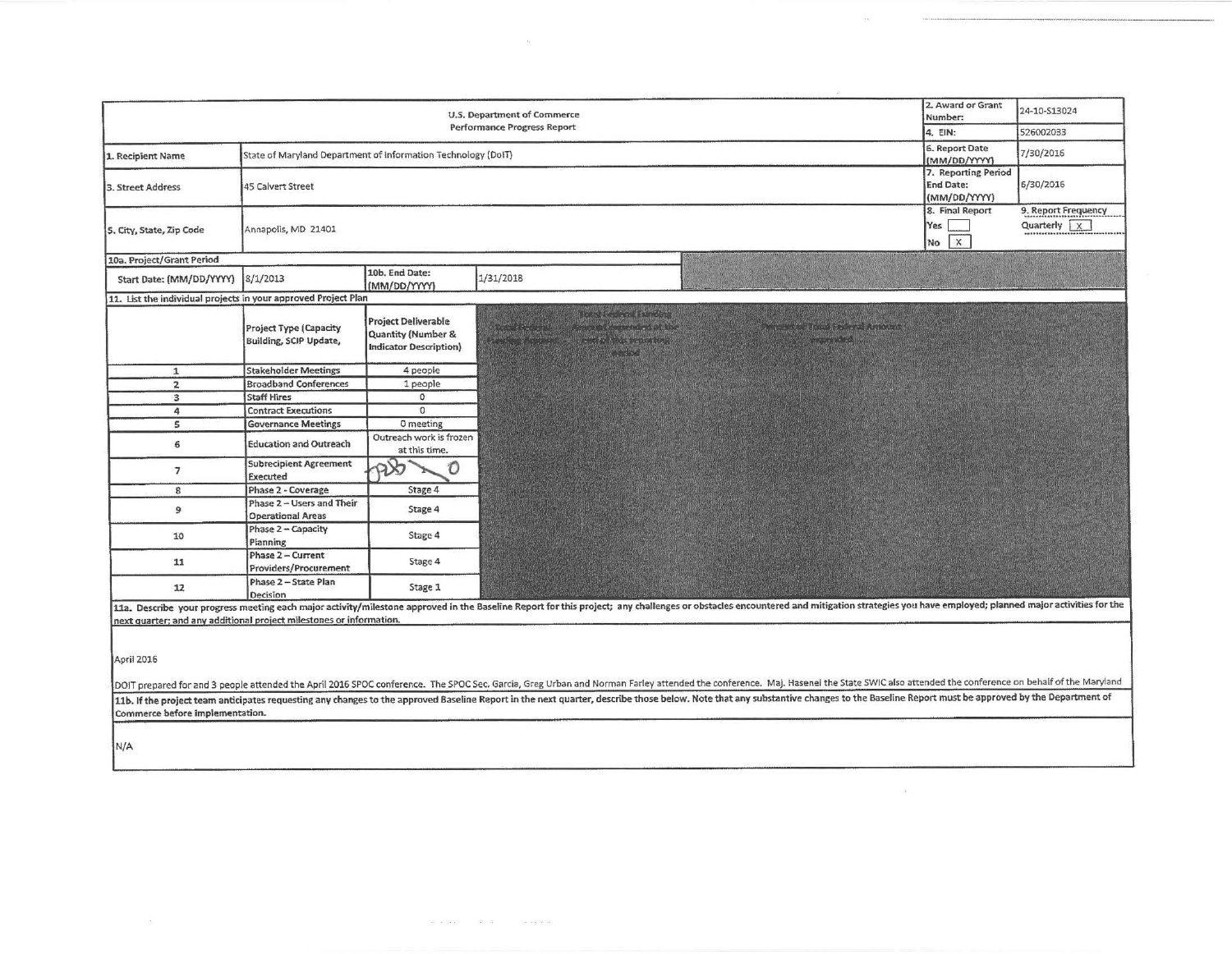U.S. Department of Commerce
Performance Progress Report

| | | | |
|---|---|---|---|
| 1. Recipient Name | State of Maryland Department of Information Technology (DoIT) | 2. Award or Grant Number: | 24-10-S13024 |
| | | 4. EIN: | 526002033 |
| | | 6. Report Date (MM/DD/YYYY) | 7/30/2016 |
| 3. Street Address | 45 Calvert Street | 7. Reporting Period End Date: (MM/DD/YYYY) | 6/30/2016 |
| 5. City, State, Zip Code | Annapolis, MD 21401 | 8. Final Report Yes [ ] No [X] | 9. Report Frequency Quarterly [X] |

10a. Project/Grant Period

| Start Date: (MM/DD/YYYY) | 8/1/2013 | 10b. End Date: (MM/DD/YYYY) | 1/31/2018 |
|---|---|---|---|

11. List the individual projects in your approved Project Plan

| | Project Type (Capacity Building, SCIP Update, | Project Deliverable Quantity (Number & Indicator Description) | Total Federal Funding Amount | Total Federal Amount expended at the end of this reporting period | Percent of Total Federal Amount expended |
|---|---|---|---|---|---|
| 1 | Stakeholder Meetings | 4 people | | | |
| 2 | Broadband Conferences | 1 people | | | |
| 3 | Staff Hires | 0 | | | |
| 4 | Contract Executions | 0 | | | |
| 5 | Governance Meetings | 0 meeting | | | |
| 6 | Education and Outreach | Outreach work is frozen at this time. | | | |
| 7 | Subrecipient Agreement Executed | ~~1~~ 0 | | | |
| 8 | Phase 2 - Coverage | Stage 4 | | | |
| 9 | Phase 2 – Users and Their Operational Areas | Stage 4 | | | |
| 10 | Phase 2 – Capacity Planning | Stage 4 | | | |
| 11 | Phase 2 – Current Providers/Procurement | Stage 4 | | | |
| 12 | Phase 2 – State Plan Decision | Stage 1 | | | |

11a. Describe your progress meeting each major activity/milestone approved in the Baseline Report for this project; any challenges or obstacles encountered and mitigation strategies you have employed; planned major activities for the next quarter; and any additional project milestones or information.

April 2016

DOIT prepared for and 3 people attended the April 2016 SPOC conference. The SPOC Sec. Garcia, Greg Urban and Norman Farley attended the conference. Maj. Hasenei the State SWIC also attended the conference on behalf of the Maryland

11b. If the project team anticipates requesting any changes to the approved Baseline Report in the next quarter, describe those below. Note that any substantive changes to the Baseline Report must be approved by the Department of Commerce before implementation.

N/A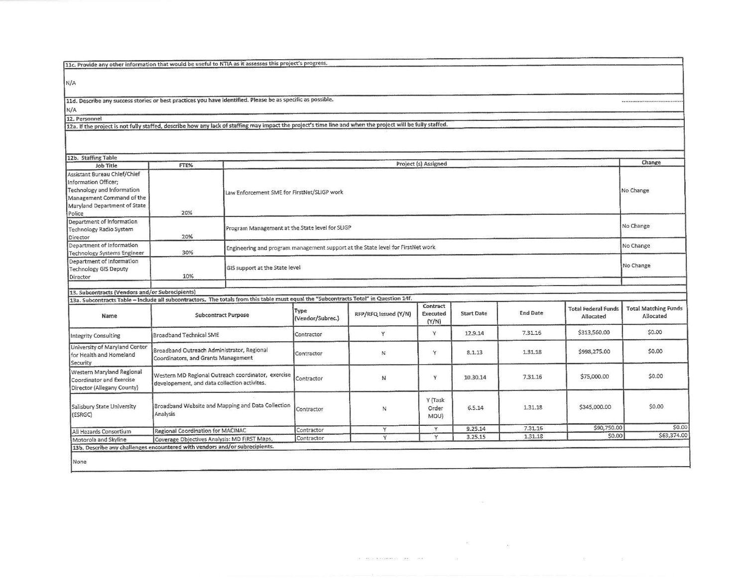**11c. Provide any other information that would be useful to NTIA as it assesses this project's progress.**

N/A

**11d. Describe any success stories or best practices you have identified. Please be as specific as possible.**

N/A

**12. Personnel**

**12a. If the project is not fully staffed, describe how any lack of staffing may impact the project's time line and when the project will be fully staffed.**

**12b. Staffing Table**

| Job Title | FTE% | Project (s) Assigned | Change |
|---|---|---|---|
| Assistant Bureau Chief/Chief Information Officer; Technology and Information Management Command of the Maryland Department of State Police | 20% | Law Enforcement SME for FirstNet/SLIGP work | No Change |
| Department of Information Technology Radio System Director | 20% | Program Management at the State level for SLIGP | No Change |
| Department of Information Technology Systems Engineer | 30% | Engineering and program management support at the State level for FirstNet work | No Change |
| Department of Information Technology GIS Deputy Director | 10% | GIS support at the State level | No Change |
| | | | |

**13. Subcontracts (Vendors and/or Subrecipients)**

**13a. Subcontracts Table – Include all subcontractors. The totals from this table must equal the "Subcontracts Total" in Question 14f.**

| Name | Subcontract Purpose | Type (Vendor/Subrec.) | RFP/RFQ Issued (Y/N) | Contract Executed (Y/N) | Start Date | End Date | Total Federal Funds Allocated | Total Matching Funds Allocated |
|---|---|---|---|---|---|---|---|---|
| Integrity Consulting | Broadband Technical SME | Contractor | Y | Y | 12.9.14 | 7.31.16 | $313,560.00 | $0.00 |
| University of Maryland Center for Health and Homeland Security | Broadband Outreach Administrator, Regional Coordinators, and Grants Management | Contractor | N | Y | 8.1.13 | 1.31.18 | $998,275.00 | $0.00 |
| Western Maryland Regional Coordinator and Exercise Director (Allegany County) | Western MD Regional Outreach coordinator, exercise developement, and data collection activites. | Contractor | N | Y | 10.30.14 | 7.31.16 | $75,000.00 | $0.00 |
| Salisbury State University (ESRGC) | Broadband Website and Mapping and Data Collection Analysis | Contractor | N | Y (Task Order MOU) | 6.5.14 | 1.31.18 | $345,000.00 | $0.00 |
| All Hazards Consortium | Regional Coordination for MACINAC | Contractor | Y | Y | 9.25.14 | 7.31.16 | $90,750.00 | $0.00 |
| Motorola and Skyline | Coverage Objectives Analysis: MD FiRST Maps, | Contractor | Y | Y | 3.25.15 | 1.31.18 | $0.00 | $63,374.00 |

**13b. Describe any challenges encountered with vendors and/or subrecipients.**

None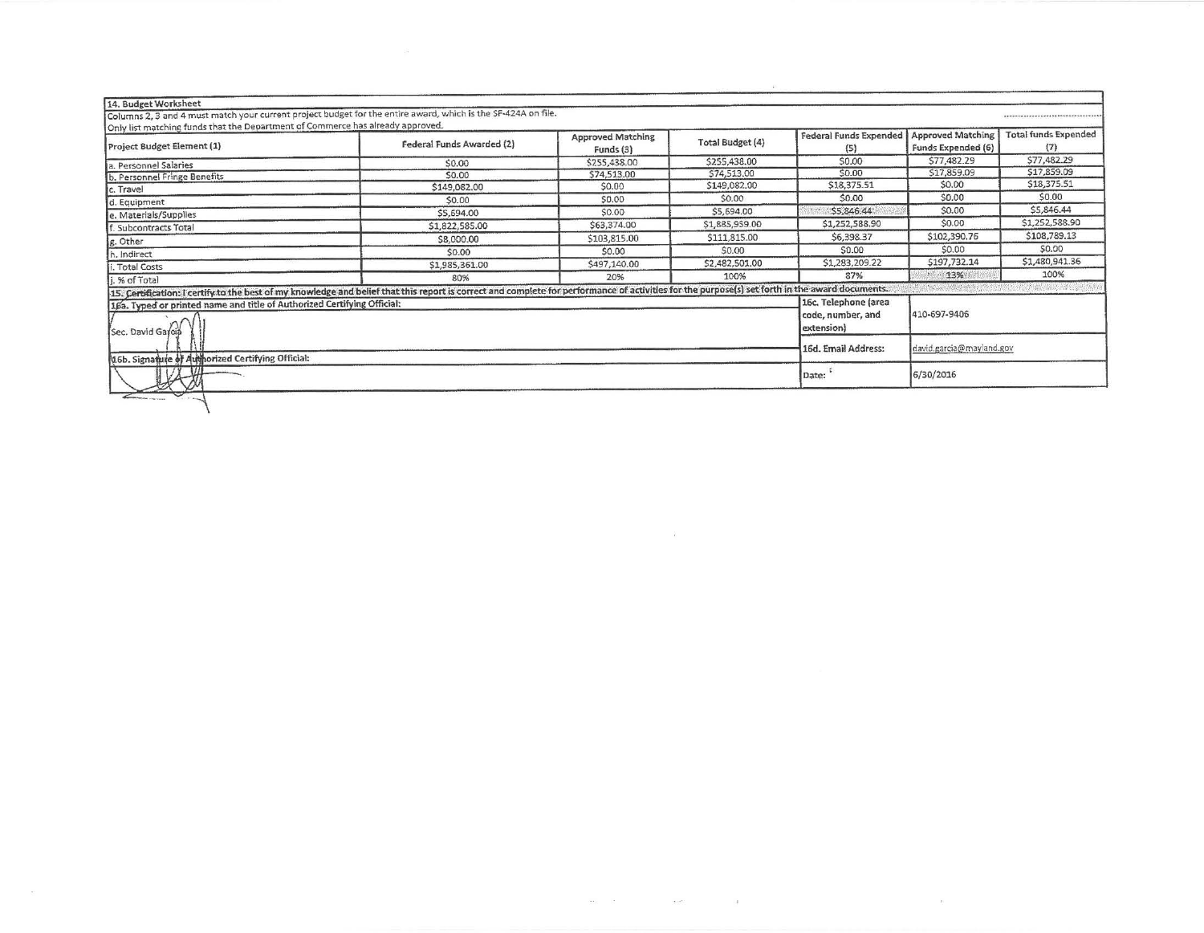14. Budget Worksheet

Columns 2, 3 and 4 must match your current project budget for the entire award, which is the SF-424A on file.
Only list matching funds that the Department of Commerce has already approved.

| Project Budget Element (1) | Federal Funds Awarded (2) | Approved Matching Funds (3) | Total Budget (4) | Federal Funds Expended (5) | Approved Matching Funds Expended (6) | Total funds Expended (7) |
|---|---|---|---|---|---|---|
| a. Personnel Salaries | $0.00 | $255,438.00 | $255,438.00 | $0.00 | $77,482.29 | $77,482.29 |
| b. Personnel Fringe Benefits | $0.00 | $74,513.00 | $74,513.00 | $0.00 | $17,859.09 | $17,859.09 |
| c. Travel | $149,082.00 | $0.00 | $149,082.00 | $18,375.51 | $0.00 | $18,375.51 |
| d. Equipment | $0.00 | $0.00 | $0.00 | $0.00 | $0.00 | $0.00 |
| e. Materials/Supplies | $5,694.00 | $0.00 | $5,694.00 | $5,846.44 | $0.00 | $5,846.44 |
| f. Subcontracts Total | $1,822,585.00 | $63,374.00 | $1,885,959.00 | $1,252,588.90 | $0.00 | $1,252,588.90 |
| g. Other | $8,000.00 | $103,815.00 | $111,815.00 | $6,398.37 | $102,390.76 | $108,789.13 |
| h. Indirect | $0.00 | $0.00 | $0.00 | $0.00 | $0.00 | $0.00 |
| i. Total Costs | $1,985,361.00 | $497,140.00 | $2,482,501.00 | $1,283,209.22 | $197,732.14 | $1,480,941.36 |
| j. % of Total | 80% | 20% | 100% | 87% | 13% | 100% |

15. Certification: I certify to the best of my knowledge and belief that this report is correct and complete for performance of activities for the purpose(s) set forth in the award documents.

| | | | |
|---|---|---|---|
| 16a. Typed or printed name and title of Authorized Certifying Official: Sec. David Garcia | | 16c. Telephone (area code, number, and extension) | 410-697-9406 |
| | | 16d. Email Address: | david.garcia@mayland.gov |
| 16b. Signature of Authorized Certifying Official: | | Date: | 6/30/2016 |